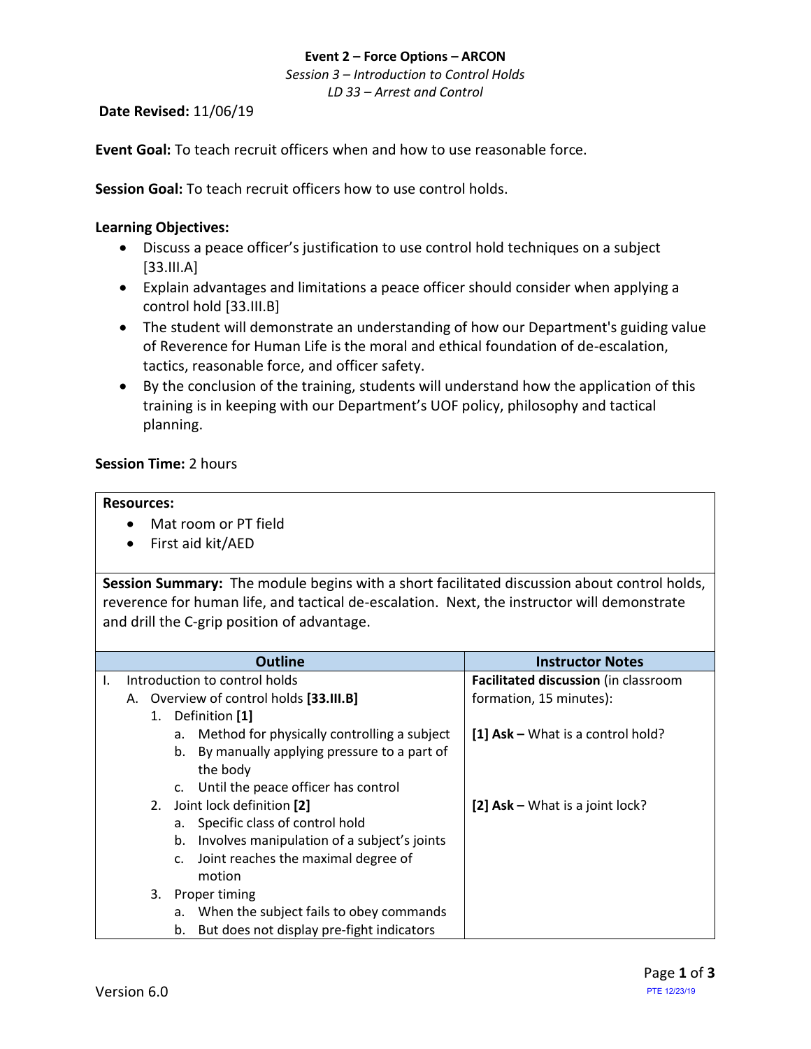**Event 2 – Force Options – ARCON**

*Session 3 – Introduction to Control Holds*

*LD 33 – Arrest and Control*

**Date Revised:** 11/06/19

**Event Goal:** To teach recruit officers when and how to use reasonable force.

**Session Goal:** To teach recruit officers how to use control holds.

**Learning Objectives:**

- Discuss a peace officer's justification to use control hold techniques on a subject [33.III.A]
- Explain advantages and limitations a peace officer should consider when applying a control hold [33.III.B]
- The student will demonstrate an understanding of how our Department's guiding value of Reverence for Human Life is the moral and ethical foundation of de-escalation, tactics, reasonable force, and officer safety.
- By the conclusion of the training, students will understand how the application of this training is in keeping with our Department's UOF policy, philosophy and tactical planning.

**Session Time:** 2 hours

**Resources:**

- Mat room or PT field
- First aid kit/AED

**Session Summary:** The module begins with a short facilitated discussion about control holds, reverence for human life, and tactical de-escalation. Next, the instructor will demonstrate and drill the C-grip position of advantage.

| Outline | Instructor Notes |
|---|---|
| I. Introduction to control holds | **Facilitated discussion** (in classroom formation, 15 minutes): |
| A. Overview of control holds **[33.III.B]** | |
| 1. Definition **[1]** | |
| a. Method for physically controlling a subject | **[1] Ask –** What is a control hold? |
| b. By manually applying pressure to a part of the body | |
| c. Until the peace officer has control | |
| 2. Joint lock definition **[2]** | **[2] Ask –** What is a joint lock? |
| a. Specific class of control hold | |
| b. Involves manipulation of a subject's joints | |
| c. Joint reaches the maximal degree of motion | |
| 3. Proper timing | |
| a. When the subject fails to obey commands | |
| b. But does not display pre-fight indicators | |

Version 6.0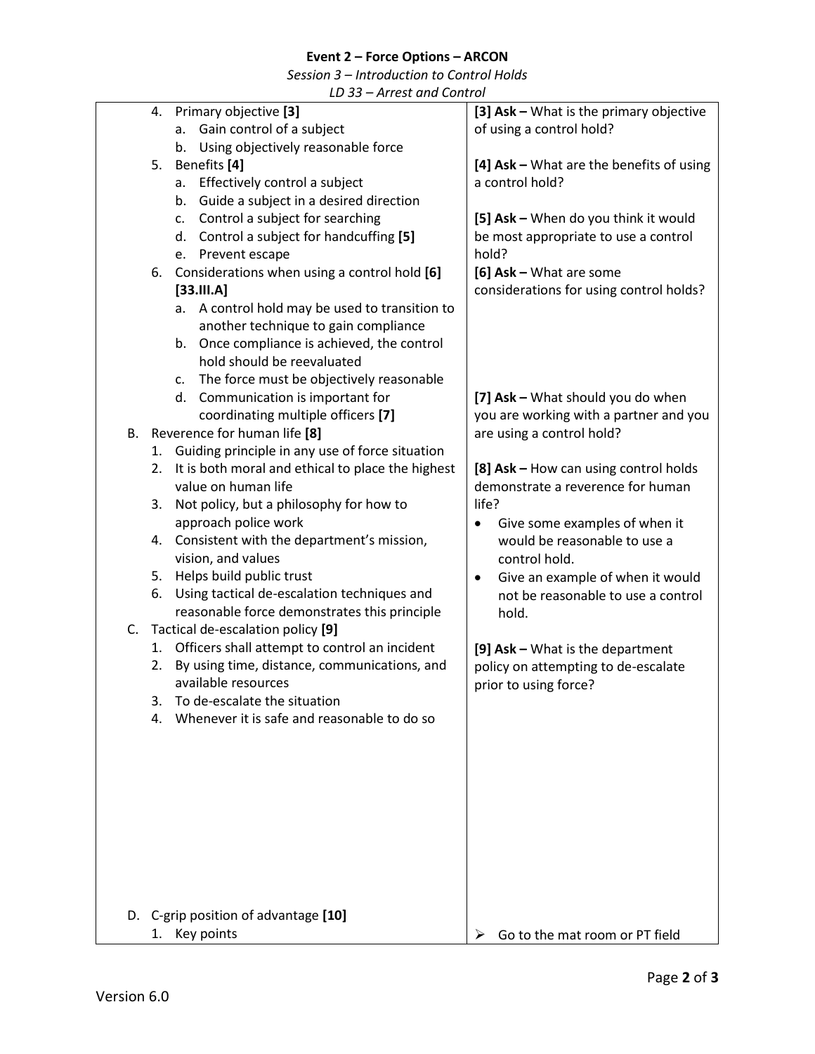| Content | Instructor Notes |
|---|---|
| 4. Primary objective **[3]**<br>a. Gain control of a subject<br>b. Using objectively reasonable force | **[3] Ask –** What is the primary objective of using a control hold? |
| 5. Benefits **[4]**<br>a. Effectively control a subject<br>b. Guide a subject in a desired direction<br>c. Control a subject for searching<br>d. Control a subject for handcuffing **[5]**<br>e. Prevent escape | **[4] Ask –** What are the benefits of using a control hold?<br><br>**[5] Ask –** When do you think it would be most appropriate to use a control hold? |
| 6. Considerations when using a control hold **[6]** **[33.III.A]**<br>a. A control hold may be used to transition to another technique to gain compliance<br>b. Once compliance is achieved, the control hold should be reevaluated<br>c. The force must be objectively reasonable<br>d. Communication is important for coordinating multiple officers **[7]** | **[6] Ask –** What are some considerations for using control holds?<br><br>**[7] Ask –** What should you do when you are working with a partner and you are using a control hold? |
| B. Reverence for human life **[8]**<br>1. Guiding principle in any use of force situation<br>2. It is both moral and ethical to place the highest value on human life<br>3. Not policy, but a philosophy for how to approach police work<br>4. Consistent with the department's mission, vision, and values<br>5. Helps build public trust<br>6. Using tactical de-escalation techniques and reasonable force demonstrates this principle | **[8] Ask –** How can using control holds demonstrate a reverence for human life?<br>• Give some examples of when it would be reasonable to use a control hold.<br>• Give an example of when it would not be reasonable to use a control hold. |
| C. Tactical de-escalation policy **[9]**<br>1. Officers shall attempt to control an incident<br>2. By using time, distance, communications, and available resources<br>3. To de-escalate the situation<br>4. Whenever it is safe and reasonable to do so | **[9] Ask –** What is the department policy on attempting to de-escalate prior to using force? |
| D. C-grip position of advantage **[10]**<br>1. Key points | ➢ Go to the mat room or PT field |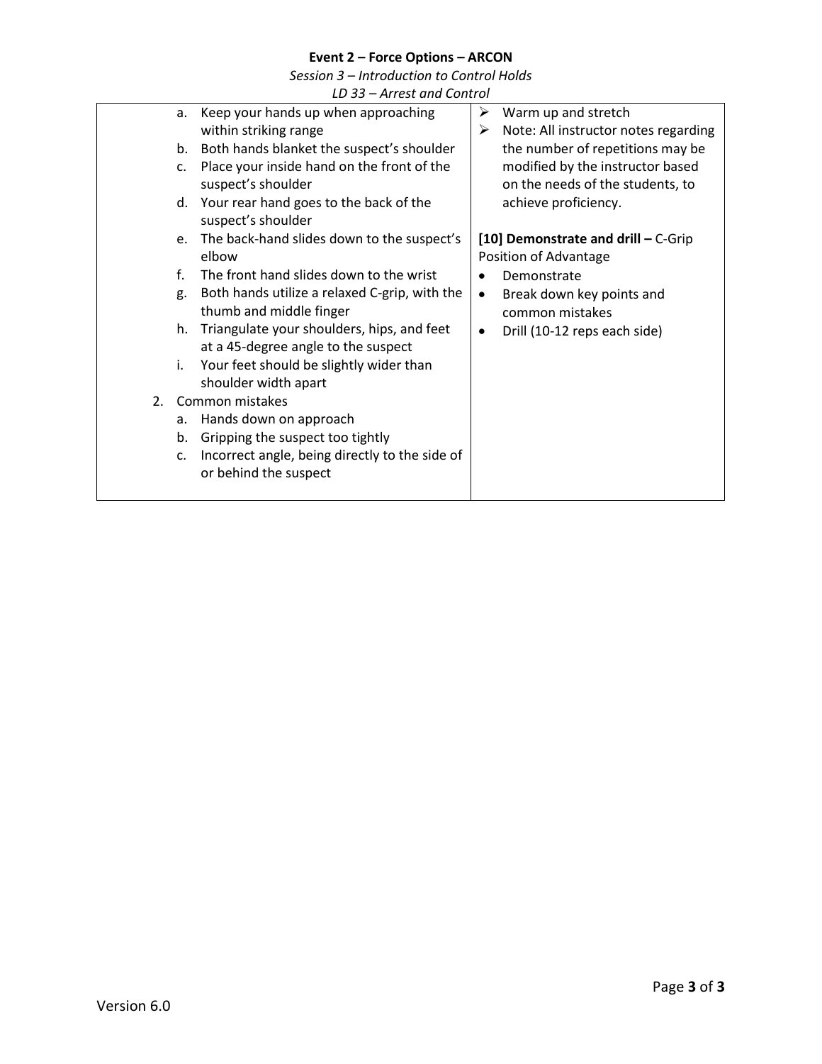| | |
|---|---|
| a. Keep your hands up when approaching within striking range<br>b. Both hands blanket the suspect's shoulder<br>c. Place your inside hand on the front of the suspect's shoulder<br>d. Your rear hand goes to the back of the suspect's shoulder<br>e. The back-hand slides down to the suspect's elbow<br>f. The front hand slides down to the wrist<br>g. Both hands utilize a relaxed C-grip, with the thumb and middle finger<br>h. Triangulate your shoulders, hips, and feet at a 45-degree angle to the suspect<br>i. Your feet should be slightly wider than shoulder width apart<br>2. Common mistakes<br>a. Hands down on approach<br>b. Gripping the suspect too tightly<br>c. Incorrect angle, being directly to the side of or behind the suspect | ➢ Warm up and stretch<br>➢ Note: All instructor notes regarding the number of repetitions may be modified by the instructor based on the needs of the students, to achieve proficiency.<br><br>**[10] Demonstrate and drill –** C-Grip Position of Advantage<br>• Demonstrate<br>• Break down key points and common mistakes<br>• Drill (10-12 reps each side) |